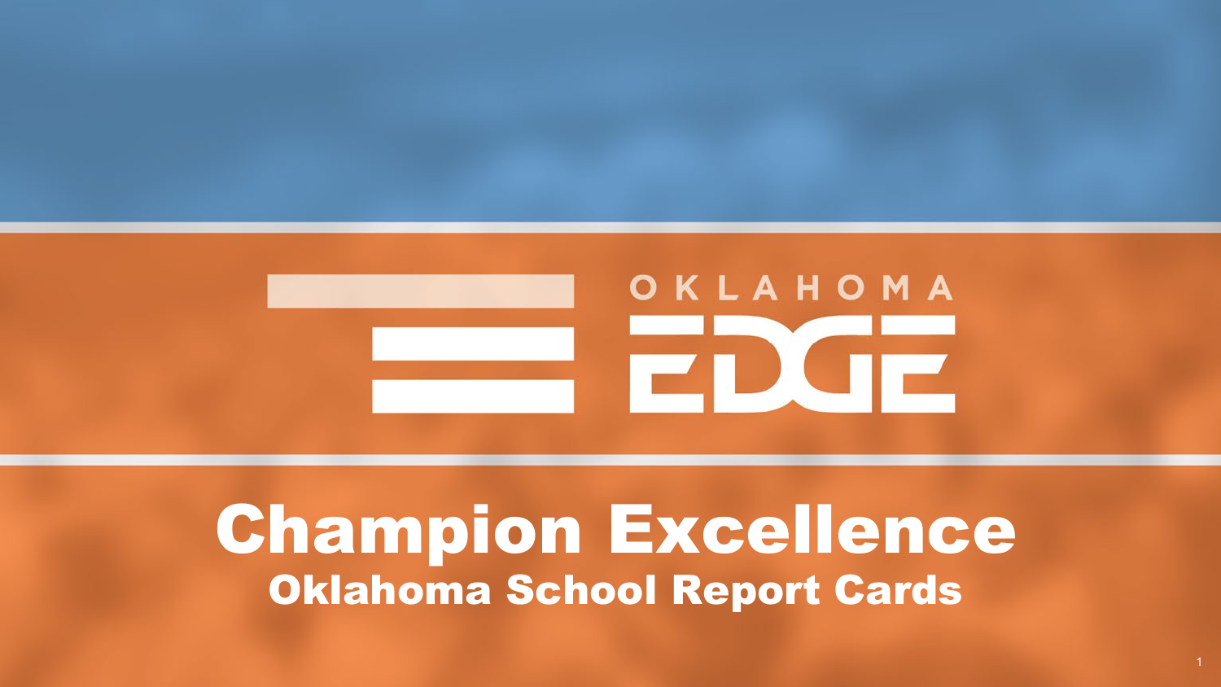OKLAHOMA

EDGE

# Champion Excellence

## Oklahoma School Report Cards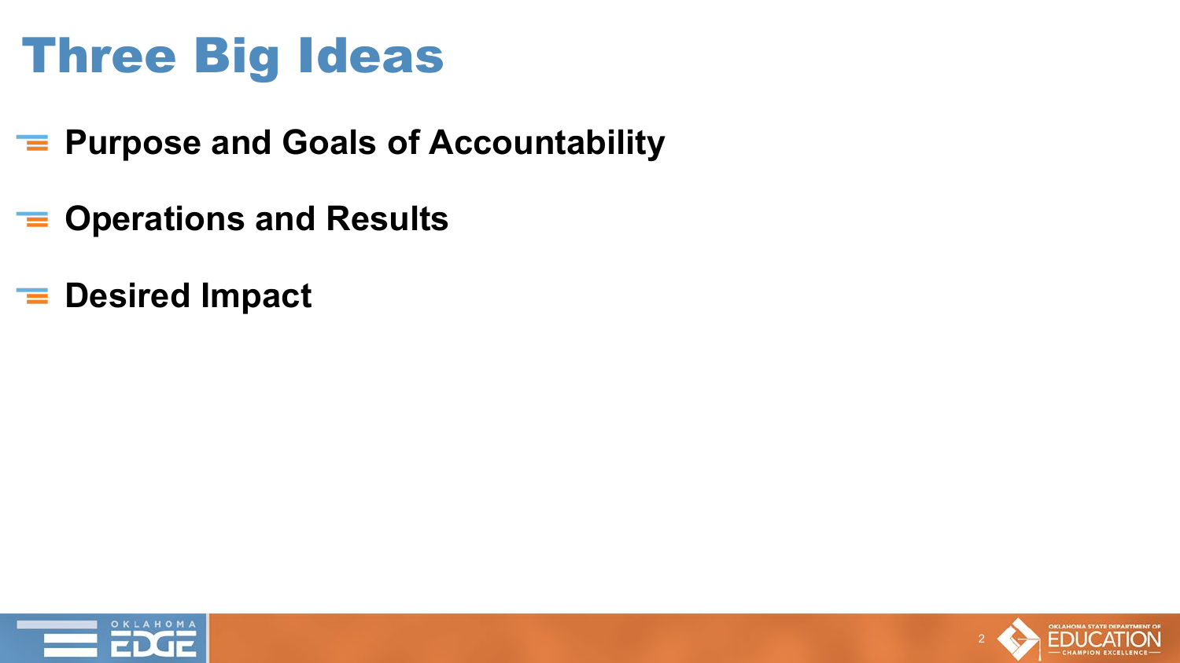# Three Big Ideas

- **Purpose and Goals of Accountability**
- **Operations and Results**
- **Desired Impact**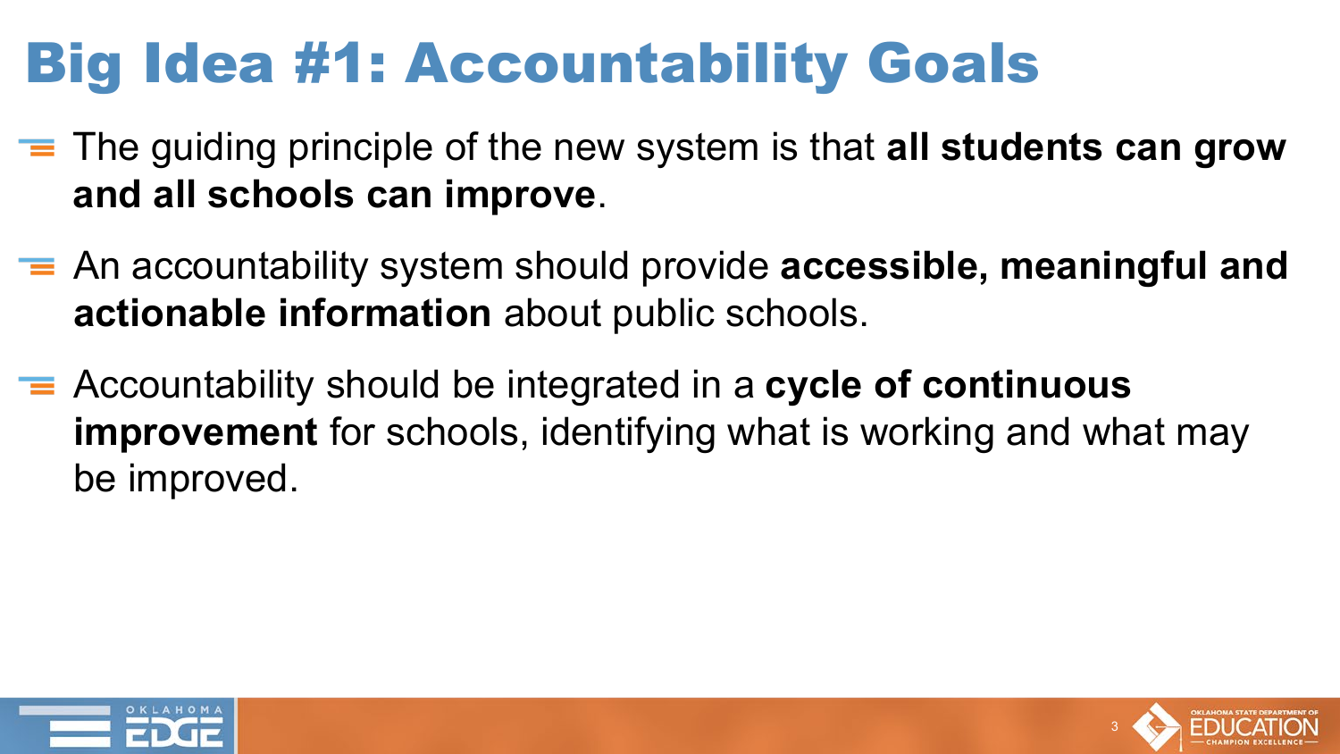# Big Idea #1: Accountability Goals

- The guiding principle of the new system is that **all students can grow and all schools can improve**.
- An accountability system should provide **accessible, meaningful and actionable information** about public schools.
- Accountability should be integrated in a **cycle of continuous improvement** for schools, identifying what is working and what may be improved.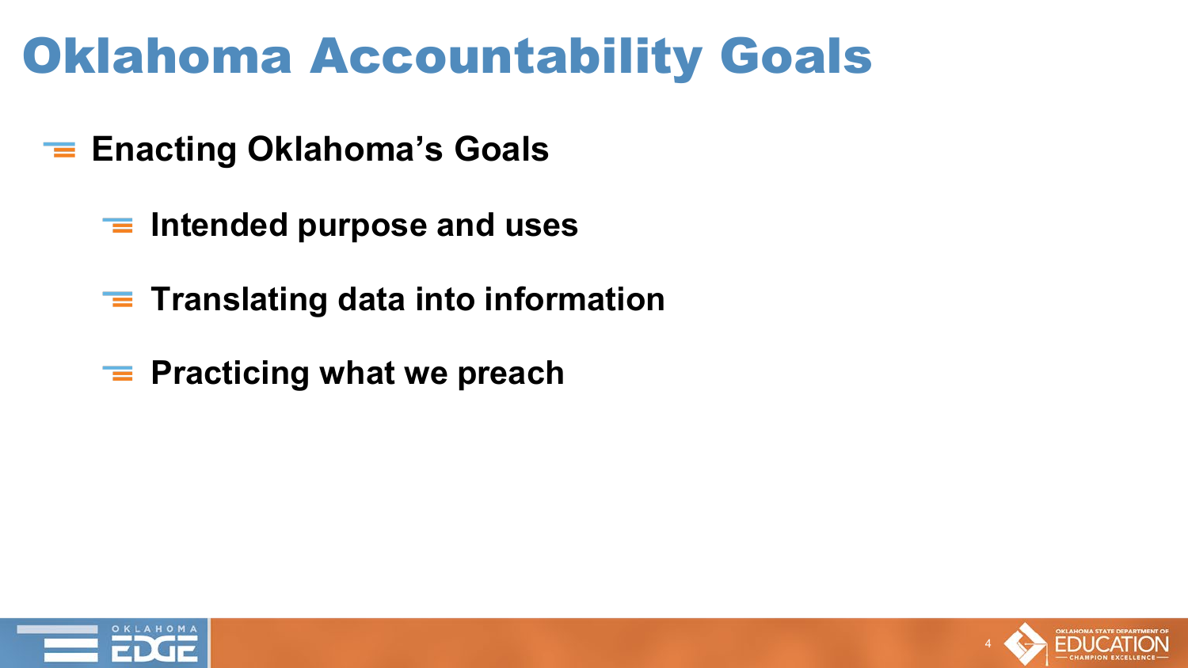# Oklahoma Accountability Goals

- **Enacting Oklahoma's Goals**
  - **Intended purpose and uses**
  - **Translating data into information**
  - **Practicing what we preach**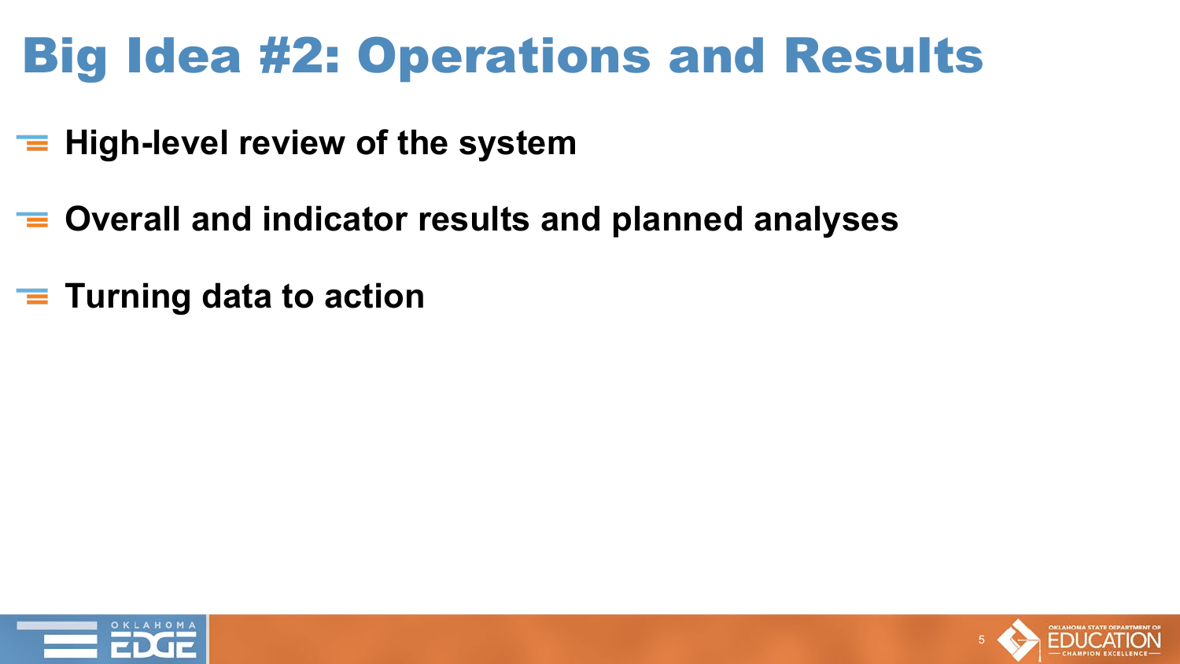# Big Idea #2: Operations and Results

- **High-level review of the system**
- **Overall and indicator results and planned analyses**
- **Turning data to action**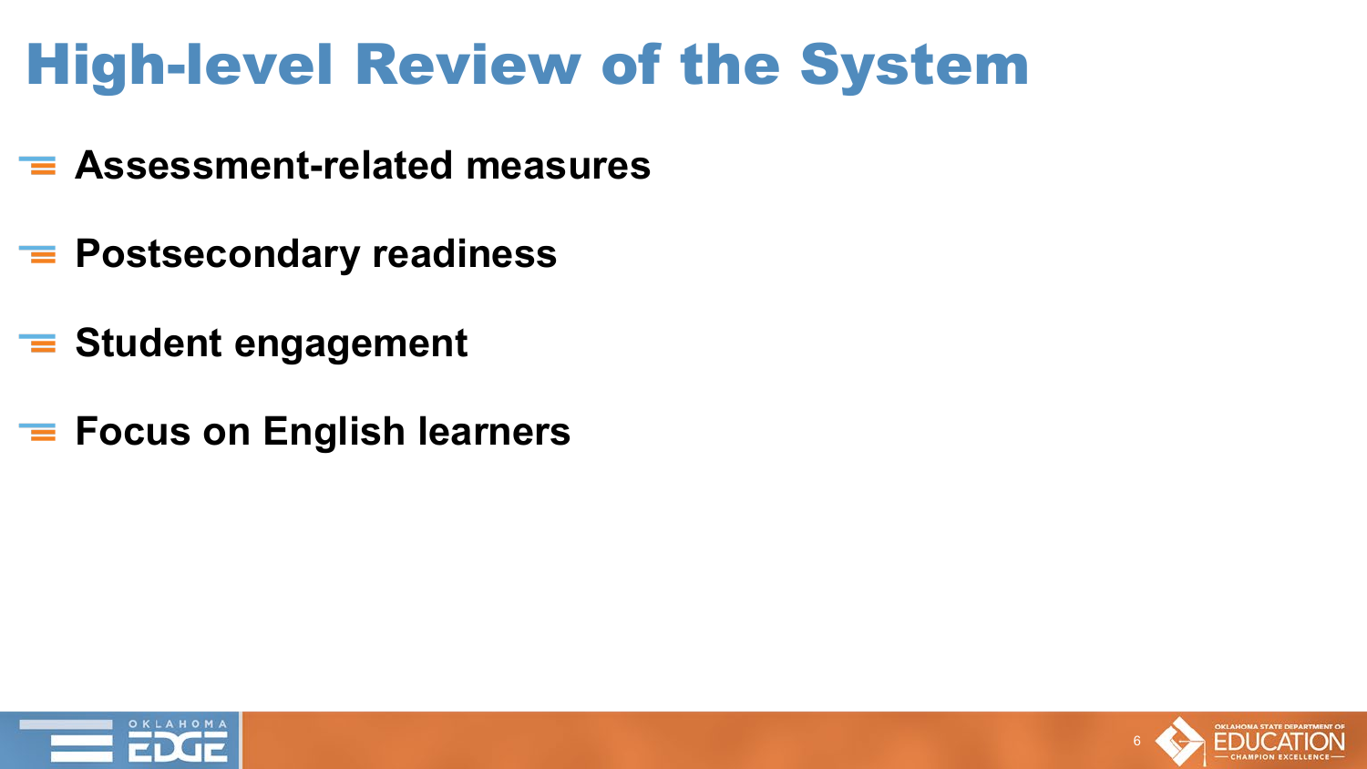# High-level Review of the System

- **Assessment-related measures**
- **Postsecondary readiness**
- **Student engagement**
- **Focus on English learners**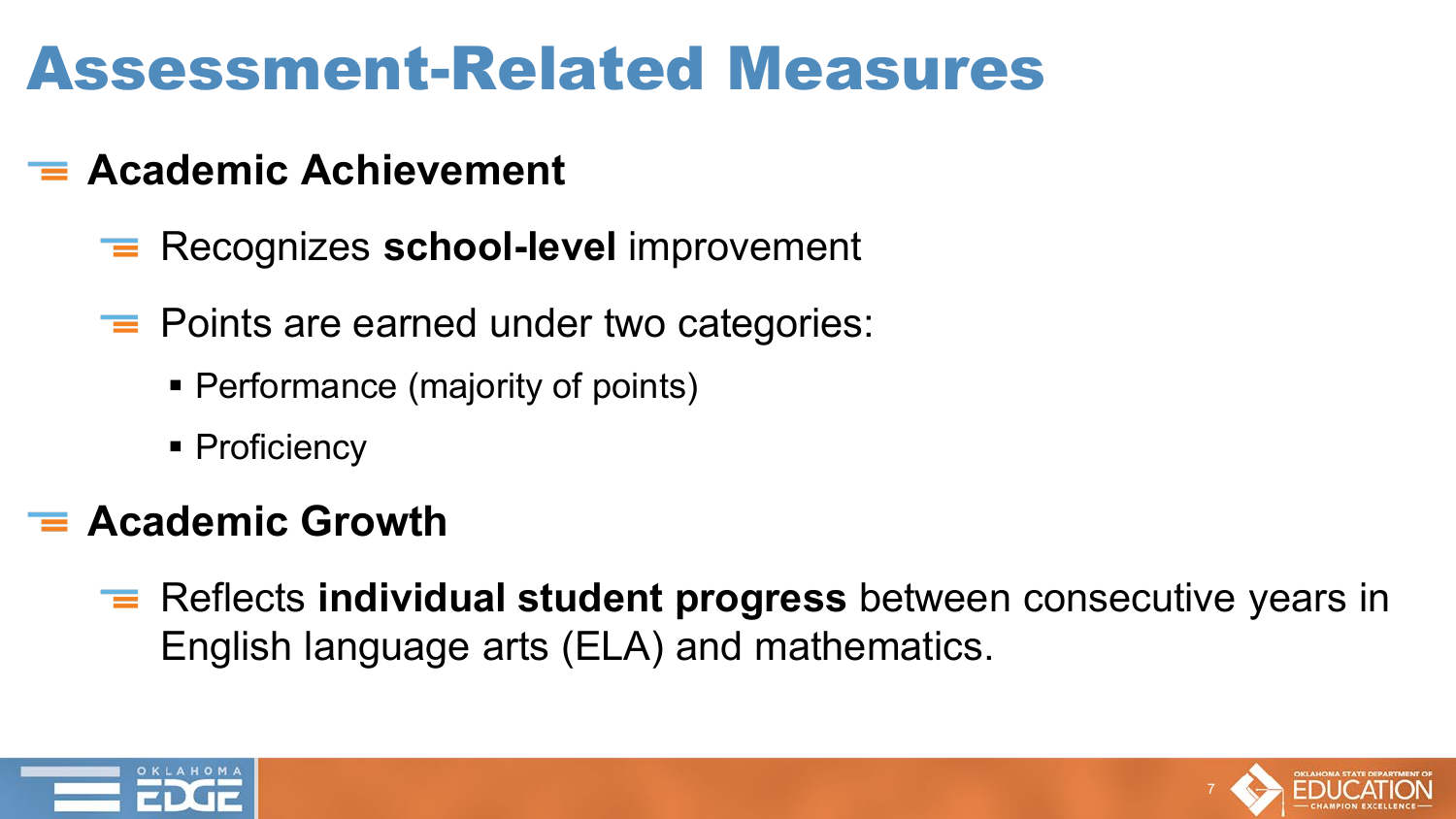# Assessment-Related Measures

- **Academic Achievement**
  - Recognizes **school-level** improvement
  - Points are earned under two categories:
    - Performance (majority of points)
    - Proficiency
- **Academic Growth**
  - Reflects **individual student progress** between consecutive years in English language arts (ELA) and mathematics.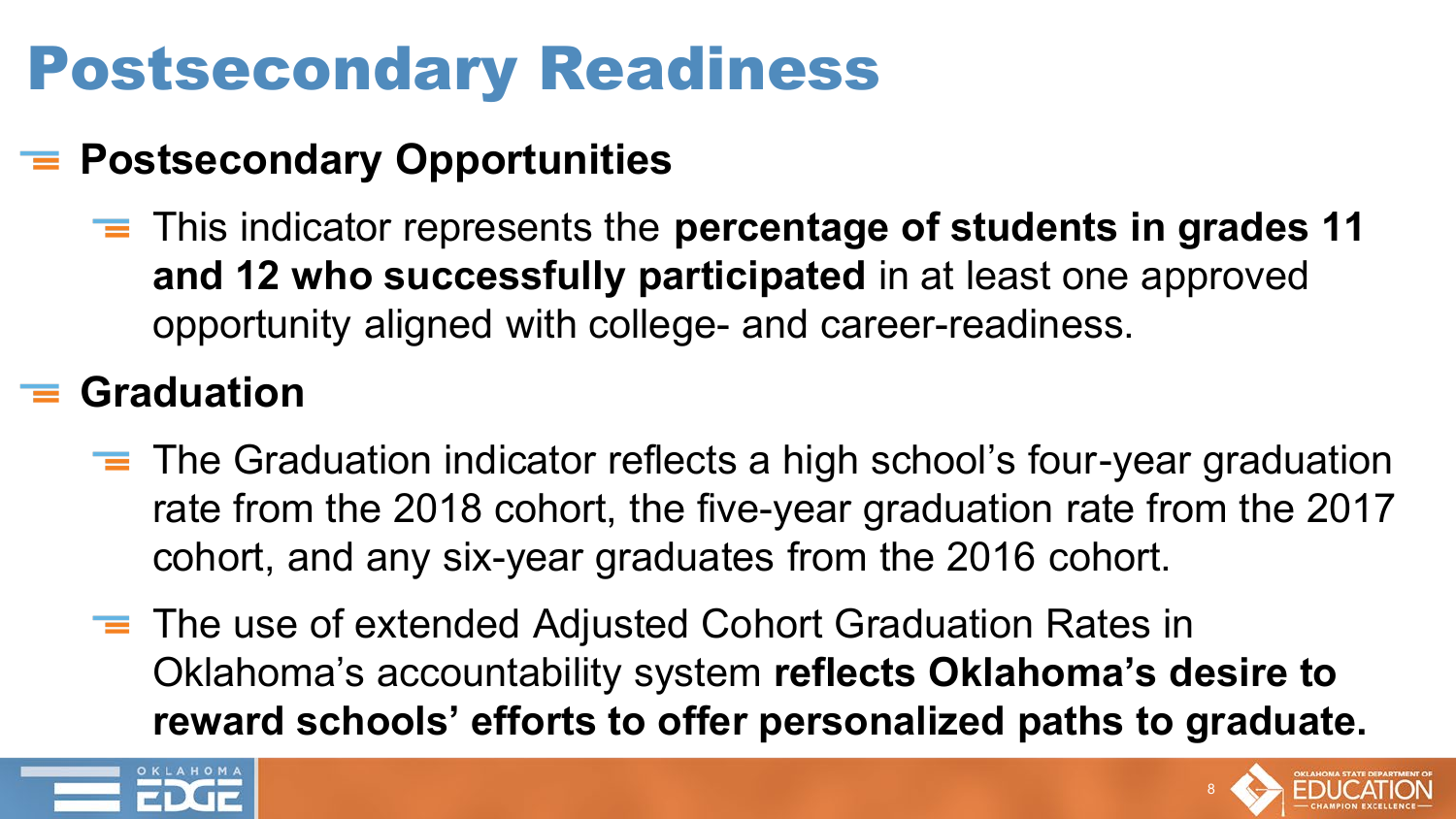# Postsecondary Readiness

- **Postsecondary Opportunities**
  - This indicator represents the **percentage of students in grades 11 and 12 who successfully participated** in at least one approved opportunity aligned with college- and career-readiness.
- **Graduation**
  - The Graduation indicator reflects a high school's four-year graduation rate from the 2018 cohort, the five-year graduation rate from the 2017 cohort, and any six-year graduates from the 2016 cohort.
  - The use of extended Adjusted Cohort Graduation Rates in Oklahoma's accountability system **reflects Oklahoma's desire to reward schools' efforts to offer personalized paths to graduate.**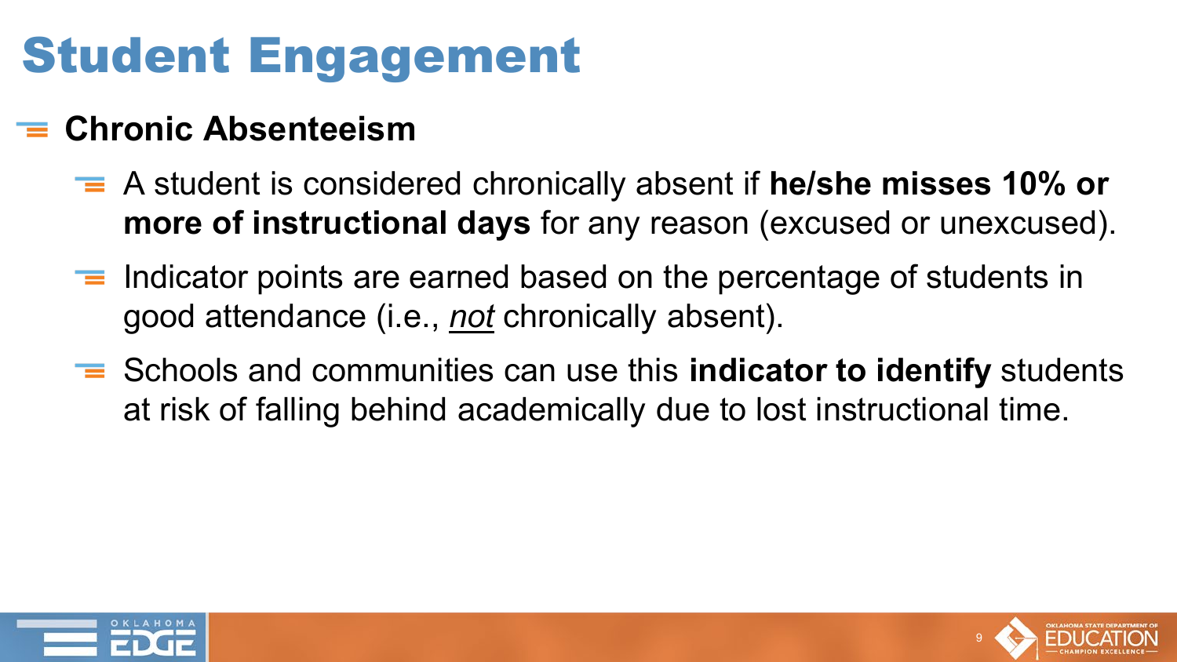# Student Engagement

- **Chronic Absenteeism**
  - A student is considered chronically absent if **he/she misses 10% or more of instructional days** for any reason (excused or unexcused).
  - Indicator points are earned based on the percentage of students in good attendance (i.e., *not* chronically absent).
  - Schools and communities can use this **indicator to identify** students at risk of falling behind academically due to lost instructional time.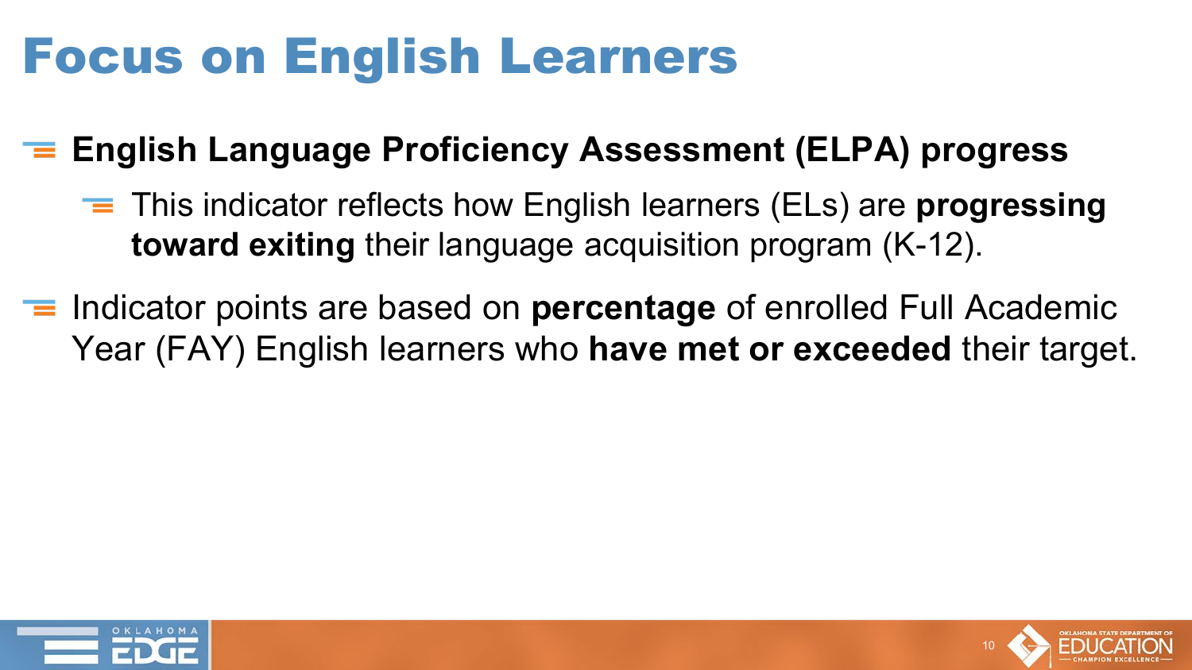# Focus on English Learners

- **English Language Proficiency Assessment (ELPA) progress**
  - This indicator reflects how English learners (ELs) are **progressing toward exiting** their language acquisition program (K-12).
- Indicator points are based on **percentage** of enrolled Full Academic Year (FAY) English learners who **have met or exceeded** their target.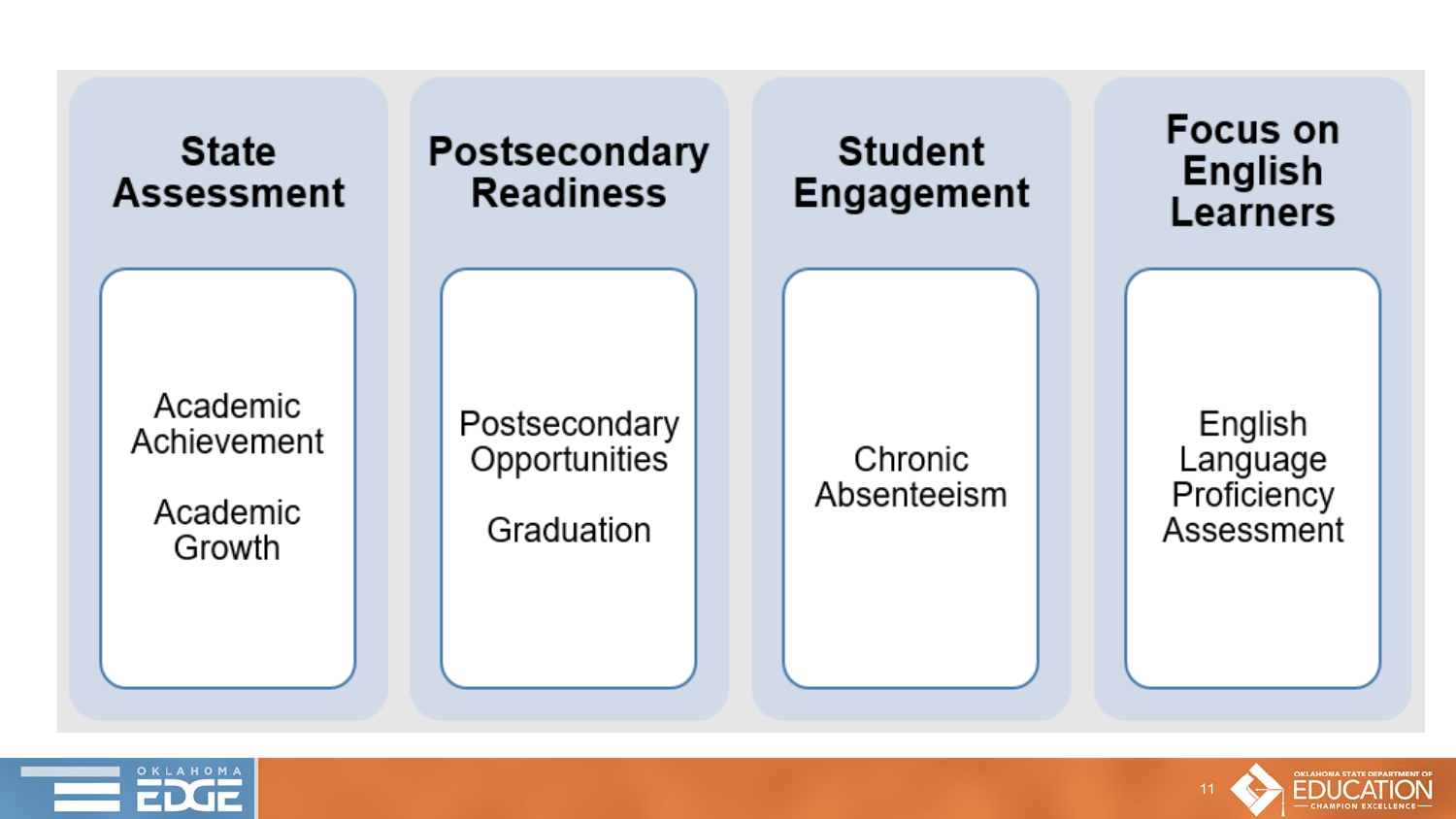## State Assessment

Academic Achievement

Academic Growth

## Postsecondary Readiness

Postsecondary Opportunities

Graduation

## Student Engagement

Chronic Absenteeism

## Focus on English Learners

English Language Proficiency Assessment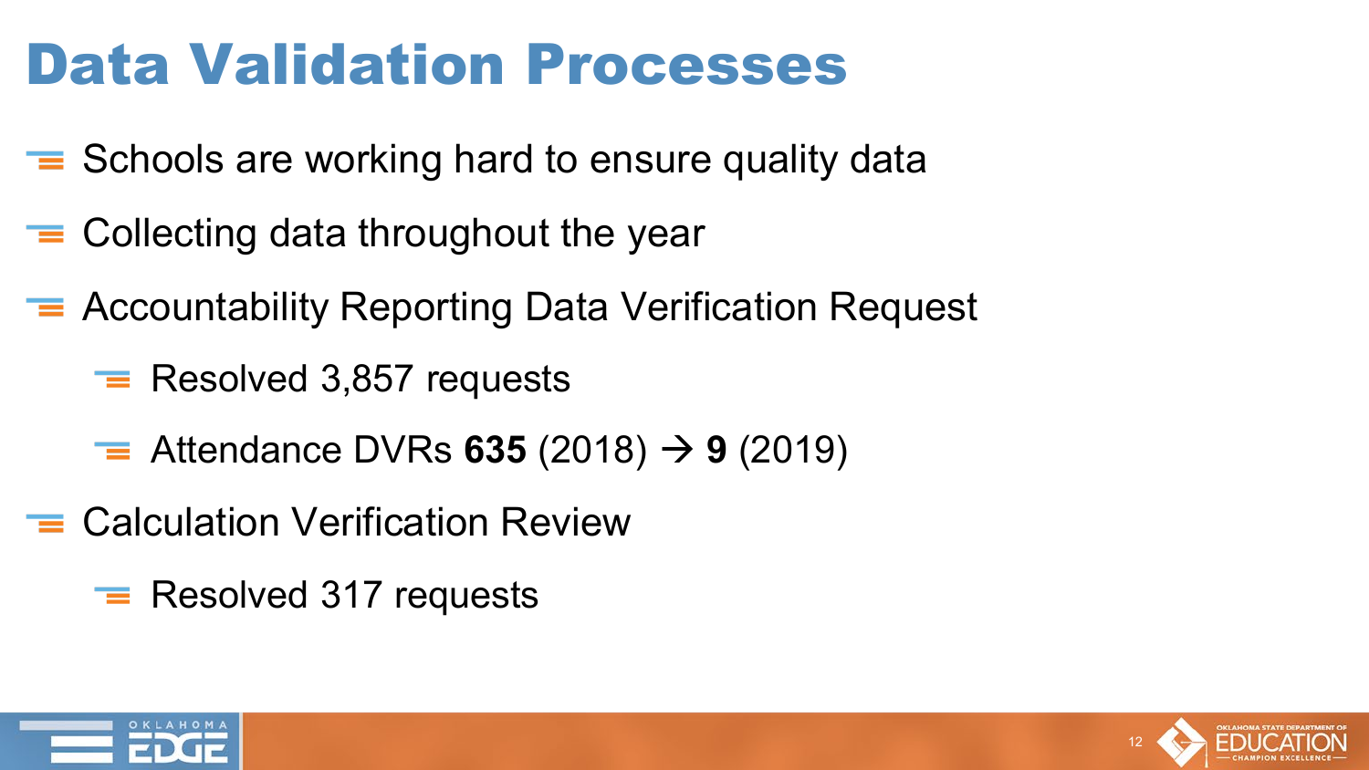# Data Validation Processes

- Schools are working hard to ensure quality data
- Collecting data throughout the year
- Accountability Reporting Data Verification Request
  - Resolved 3,857 requests
  - Attendance DVRs **635** (2018) → **9** (2019)
- Calculation Verification Review
  - Resolved 317 requests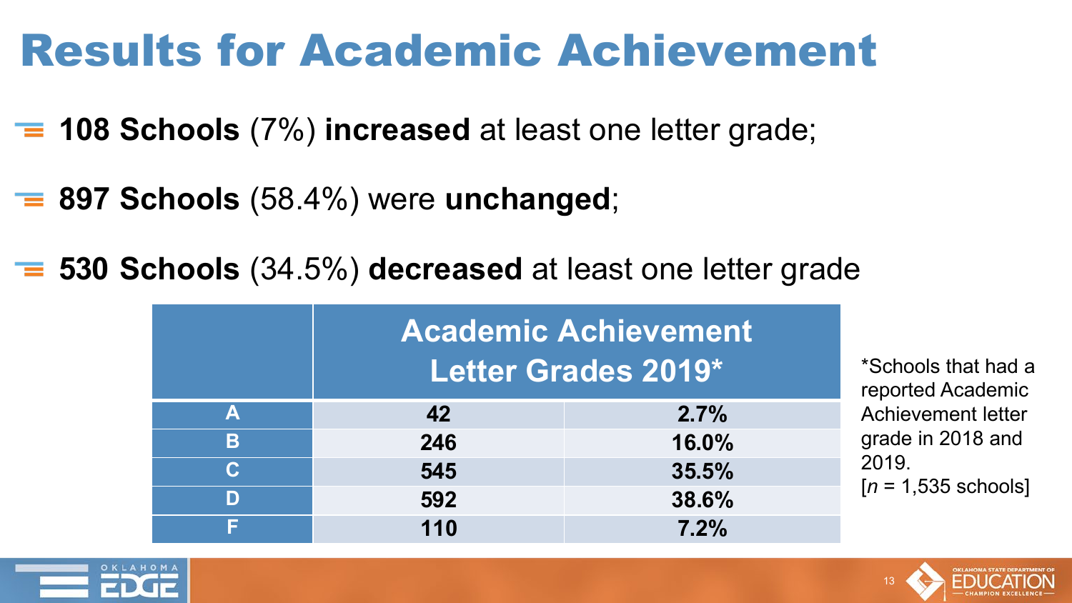# Results for Academic Achievement

- **108 Schools** (7%) **increased** at least one letter grade;
- **897 Schools** (58.4%) were **unchanged**;
- **530 Schools** (34.5%) **decreased** at least one letter grade

| | Academic Achievement Letter Grades 2019* | |
|---|---|---|
| A | 42 | 2.7% |
| B | 246 | 16.0% |
| C | 545 | 35.5% |
| D | 592 | 38.6% |
| F | 110 | 7.2% |

*Schools that had a reported Academic Achievement letter grade in 2018 and 2019.
[*n* = 1,535 schools]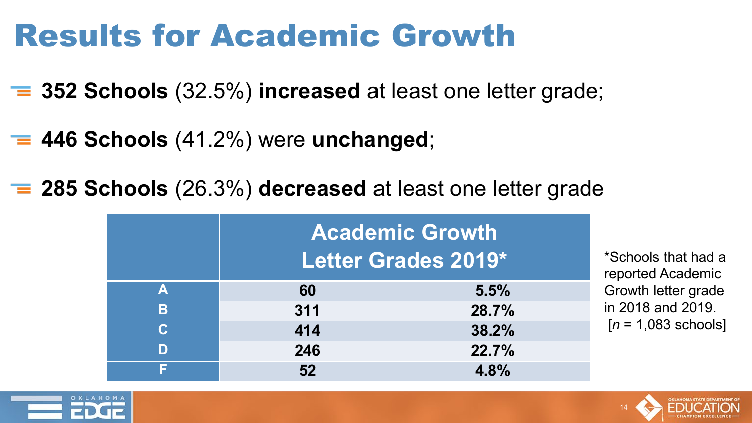# Results for Academic Growth

- **352 Schools** (32.5%) **increased** at least one letter grade;
- **446 Schools** (41.2%) were **unchanged**;
- **285 Schools** (26.3%) **decreased** at least one letter grade

| | Academic Growth Letter Grades 2019* | |
|---|---|---|
| A | 60 | 5.5% |
| B | 311 | 28.7% |
| C | 414 | 38.2% |
| D | 246 | 22.7% |
| F | 52 | 4.8% |

*Schools that had a reported Academic Growth letter grade in 2018 and 2019. [*n* = 1,083 schools]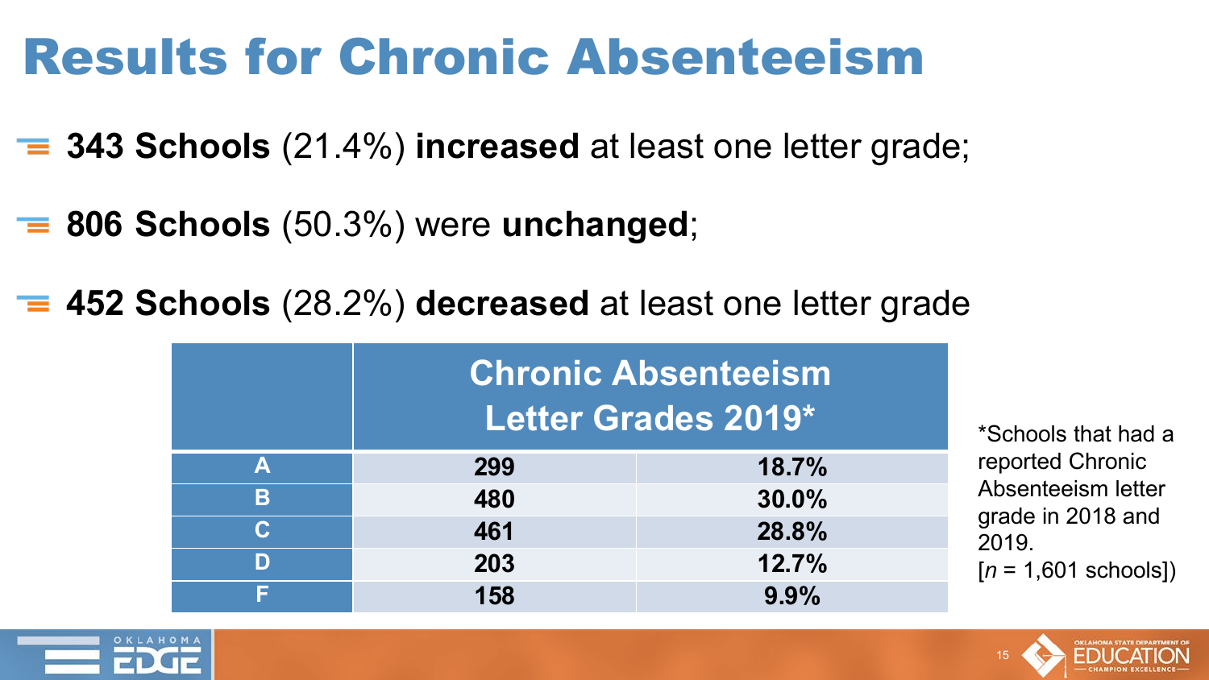# Results for Chronic Absenteeism

- **343 Schools** (21.4%) **increased** at least one letter grade;
- **806 Schools** (50.3%) were **unchanged**;
- **452 Schools** (28.2%) **decreased** at least one letter grade

| | Chronic Absenteeism Letter Grades 2019* | |
|---|---|---|
| A | 299 | 18.7% |
| B | 480 | 30.0% |
| C | 461 | 28.8% |
| D | 203 | 12.7% |
| F | 158 | 9.9% |

*Schools that had a reported Chronic Absenteeism letter grade in 2018 and 2019. [*n* = 1,601 schools])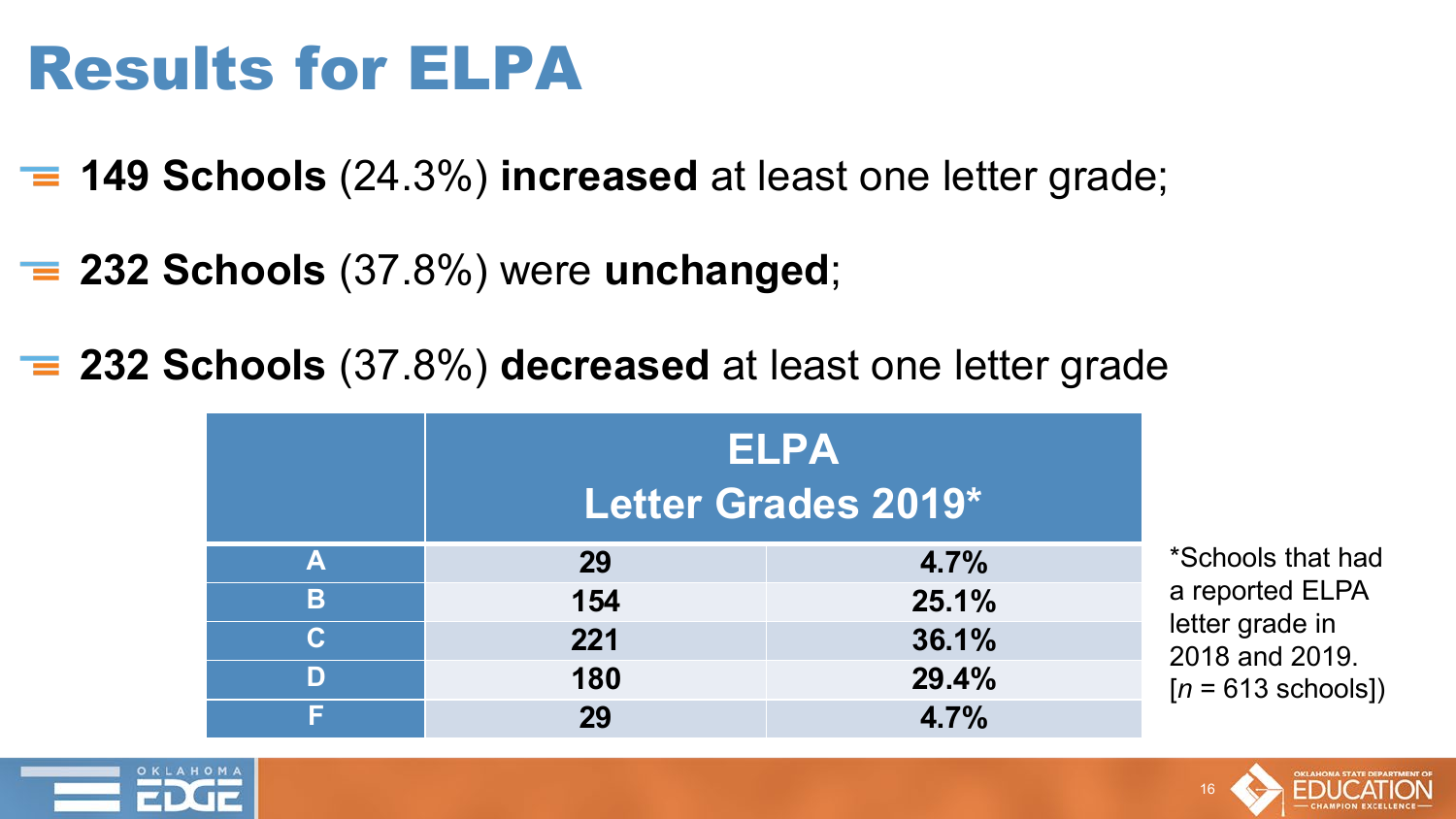# Results for ELPA

- **149 Schools** (24.3%) **increased** at least one letter grade;
- **232 Schools** (37.8%) were **unchanged**;
- **232 Schools** (37.8%) **decreased** at least one letter grade

| | ELPA Letter Grades 2019* | |
|---|---|---|
| A | 29 | 4.7% |
| B | 154 | 25.1% |
| C | 221 | 36.1% |
| D | 180 | 29.4% |
| F | 29 | 4.7% |

*Schools that had a reported ELPA letter grade in 2018 and 2019. [*n* = 613 schools])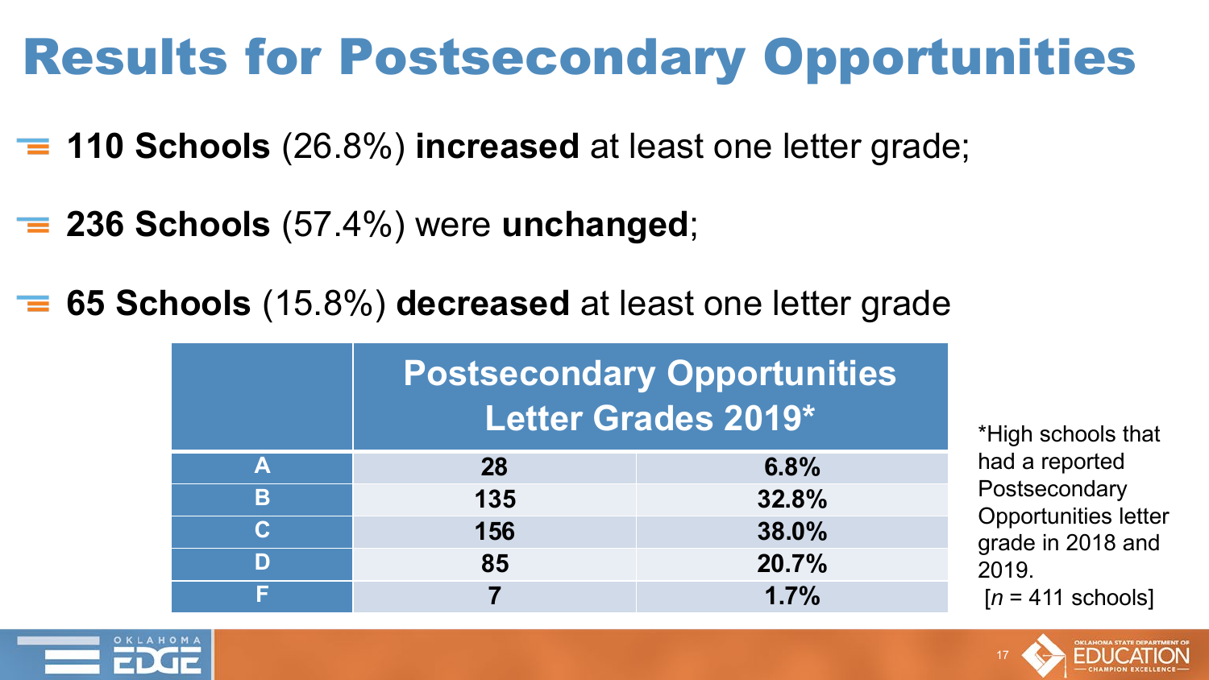# Results for Postsecondary Opportunities

- **110 Schools** (26.8%) **increased** at least one letter grade;
- **236 Schools** (57.4%) were **unchanged**;
- **65 Schools** (15.8%) **decreased** at least one letter grade

| | Postsecondary Opportunities Letter Grades 2019* | |
|---|---|---|
| A | 28 | 6.8% |
| B | 135 | 32.8% |
| C | 156 | 38.0% |
| D | 85 | 20.7% |
| F | 7 | 1.7% |

*High schools that had a reported Postsecondary Opportunities letter grade in 2018 and 2019.
[*n* = 411 schools]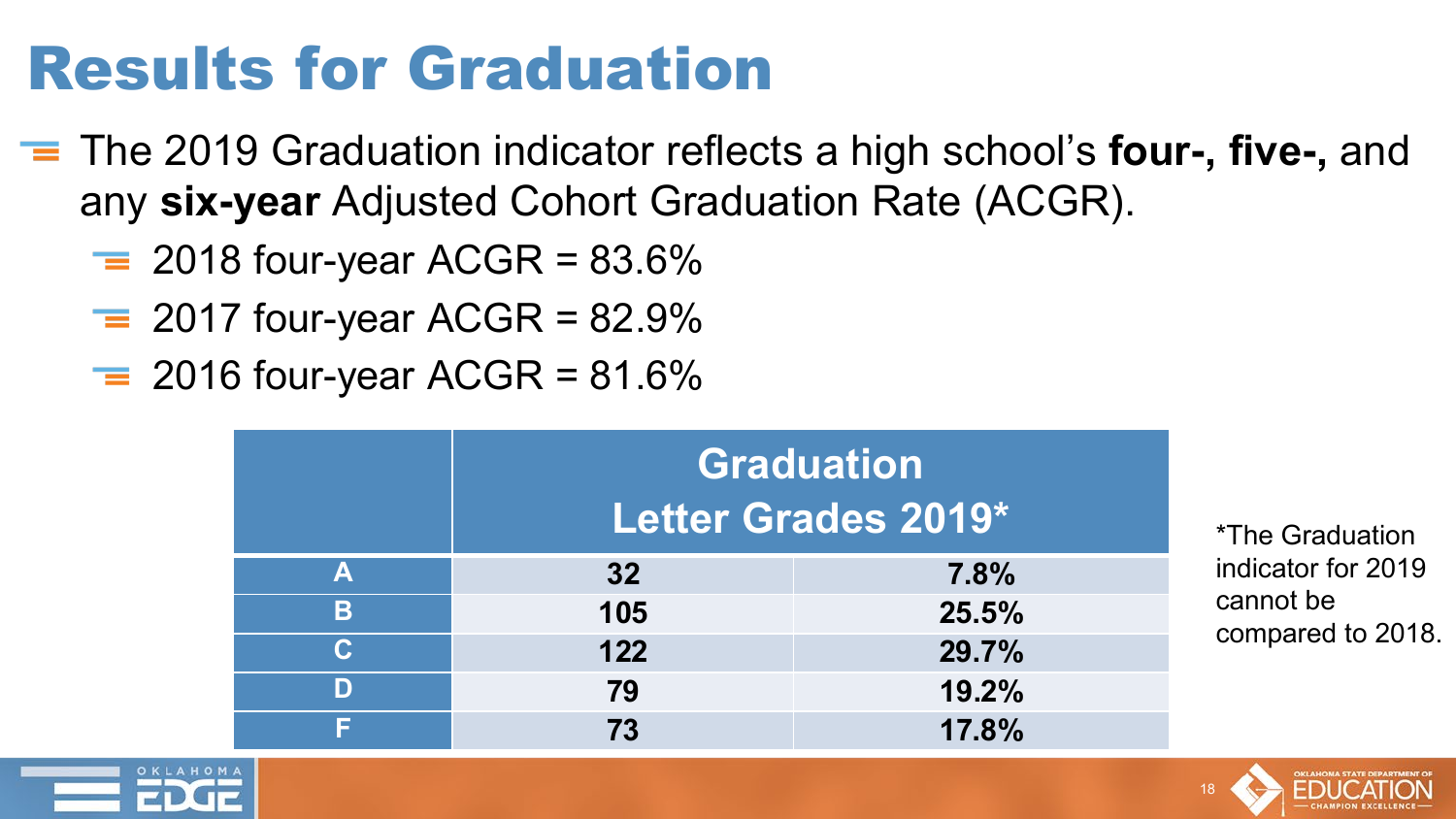# Results for Graduation

- The 2019 Graduation indicator reflects a high school's **four-, five-,** and any **six-year** Adjusted Cohort Graduation Rate (ACGR).
  - 2018 four-year ACGR = 83.6%
  - 2017 four-year ACGR = 82.9%
  - 2016 four-year ACGR = 81.6%

| | Graduation Letter Grades 2019* | |
|---|---|---|
| A | 32 | 7.8% |
| B | 105 | 25.5% |
| C | 122 | 29.7% |
| D | 79 | 19.2% |
| F | 73 | 17.8% |

*The Graduation indicator for 2019 cannot be compared to 2018.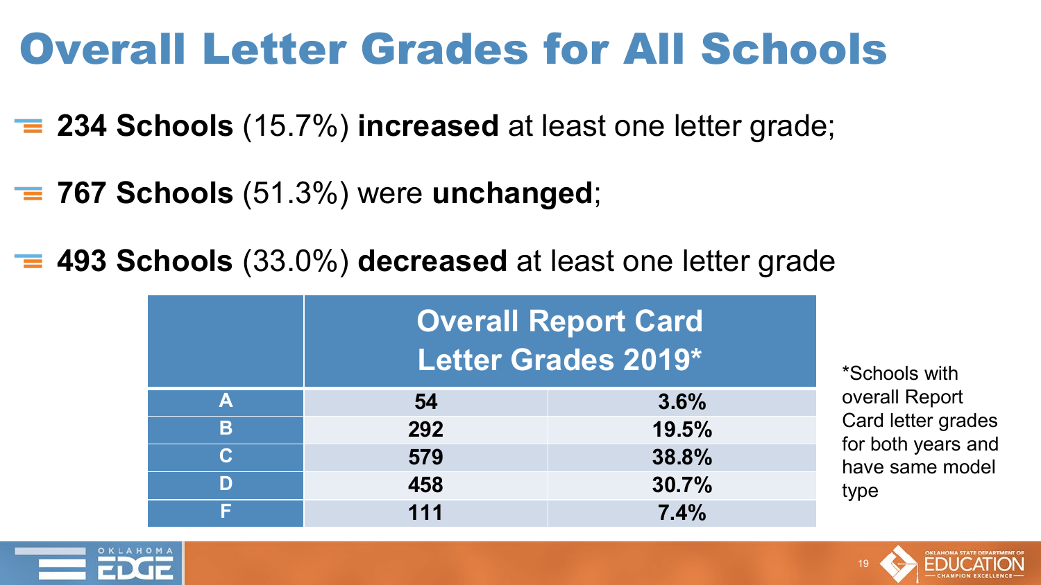# Overall Letter Grades for All Schools

- **234 Schools** (15.7%) **increased** at least one letter grade;
- **767 Schools** (51.3%) were **unchanged**;
- **493 Schools** (33.0%) **decreased** at least one letter grade

| | Overall Report Card Letter Grades 2019* | |
|---|---|---|
| A | 54 | 3.6% |
| B | 292 | 19.5% |
| C | 579 | 38.8% |
| D | 458 | 30.7% |
| F | 111 | 7.4% |

*Schools with overall Report Card letter grades for both years and have same model type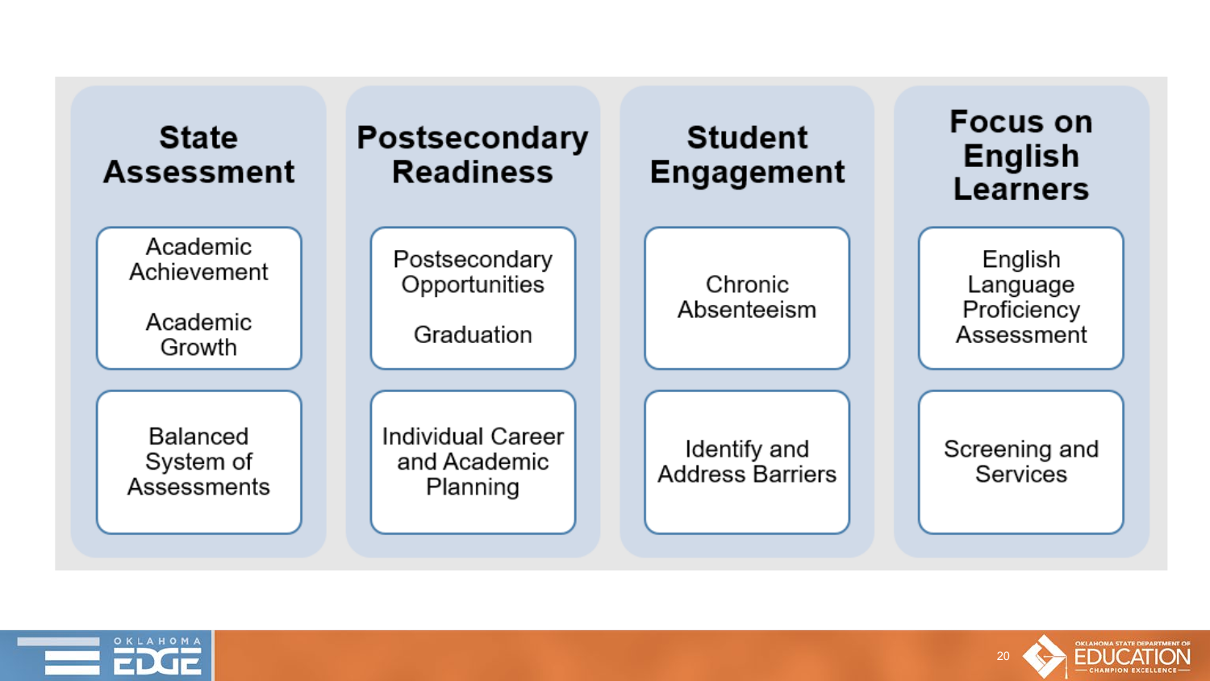## State Assessment

- Academic Achievement
- Academic Growth
- Balanced System of Assessments

## Postsecondary Readiness

- Postsecondary Opportunities
- Graduation
- Individual Career and Academic Planning

## Student Engagement

- Chronic Absenteeism
- Identify and Address Barriers

## Focus on English Learners

- English Language Proficiency Assessment
- Screening and Services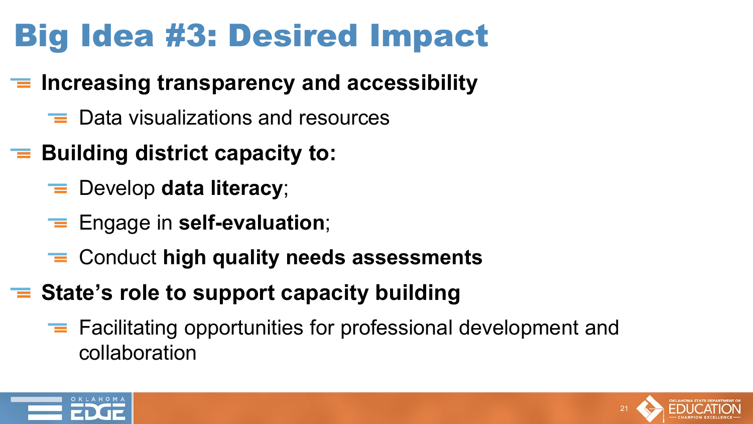# Big Idea #3: Desired Impact

- **Increasing transparency and accessibility**
  - Data visualizations and resources
- **Building district capacity to:**
  - Develop **data literacy**;
  - Engage in **self-evaluation**;
  - Conduct **high quality needs assessments**
- **State's role to support capacity building**
  - Facilitating opportunities for professional development and collaboration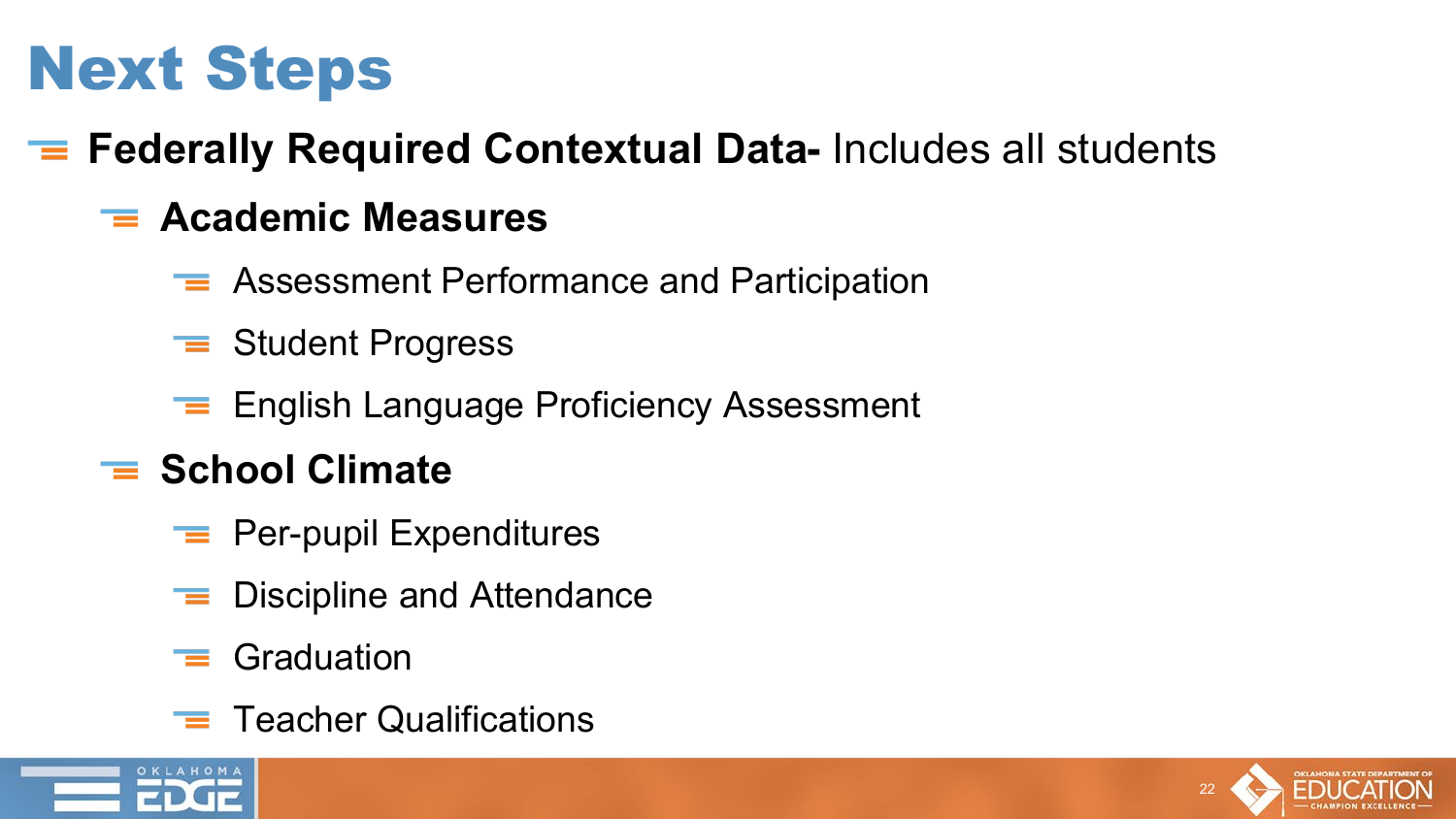# Next Steps

- **Federally Required Contextual Data-** Includes all students
  - **Academic Measures**
    - Assessment Performance and Participation
    - Student Progress
    - English Language Proficiency Assessment
  - **School Climate**
    - Per-pupil Expenditures
    - Discipline and Attendance
    - Graduation
    - Teacher Qualifications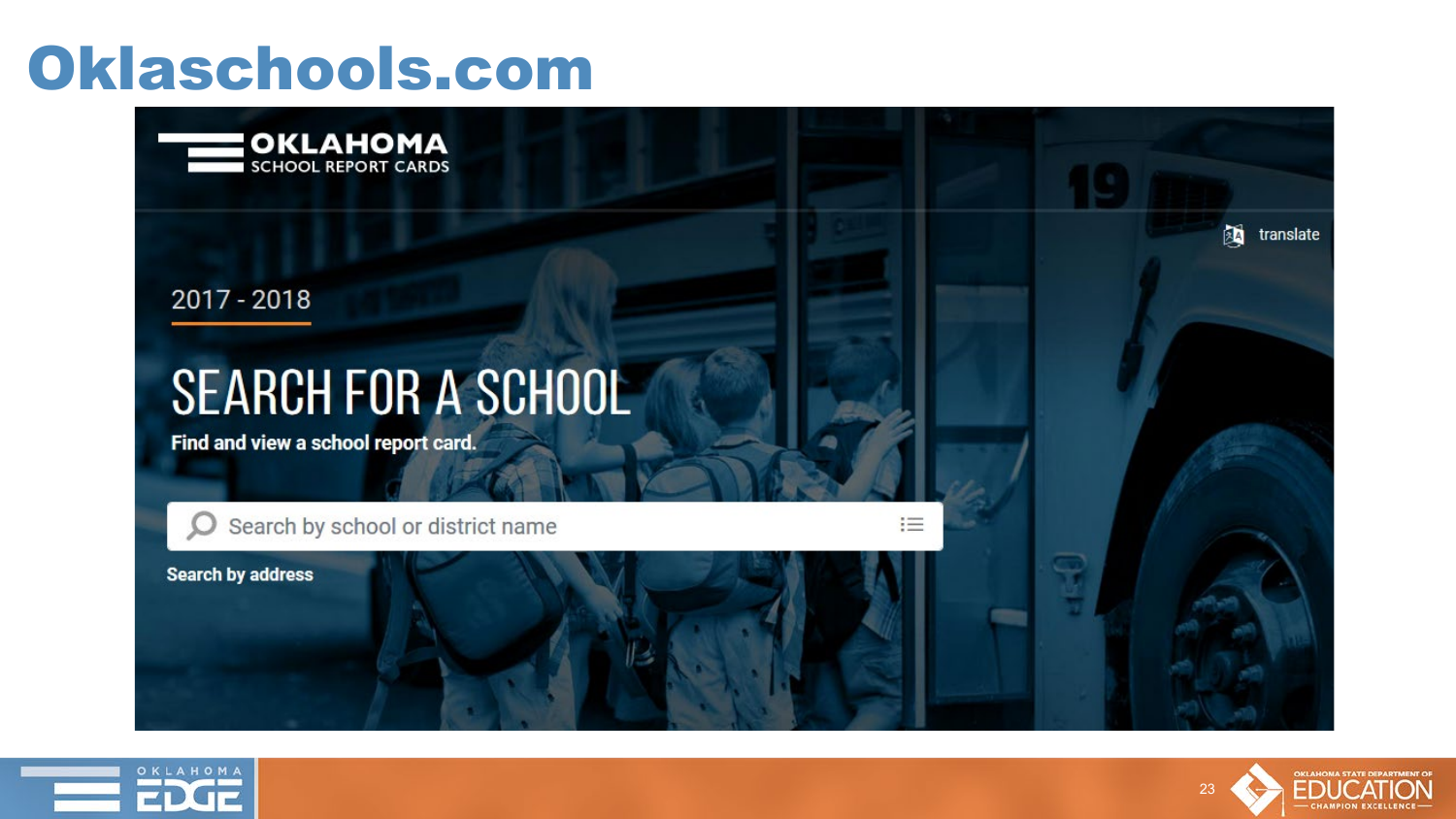# Oklaschools.com

OKLAHOMA
SCHOOL REPORT CARDS

translate

2017 - 2018

SEARCH FOR A SCHOOL

Find and view a school report card.

Search by school or district name

Search by address